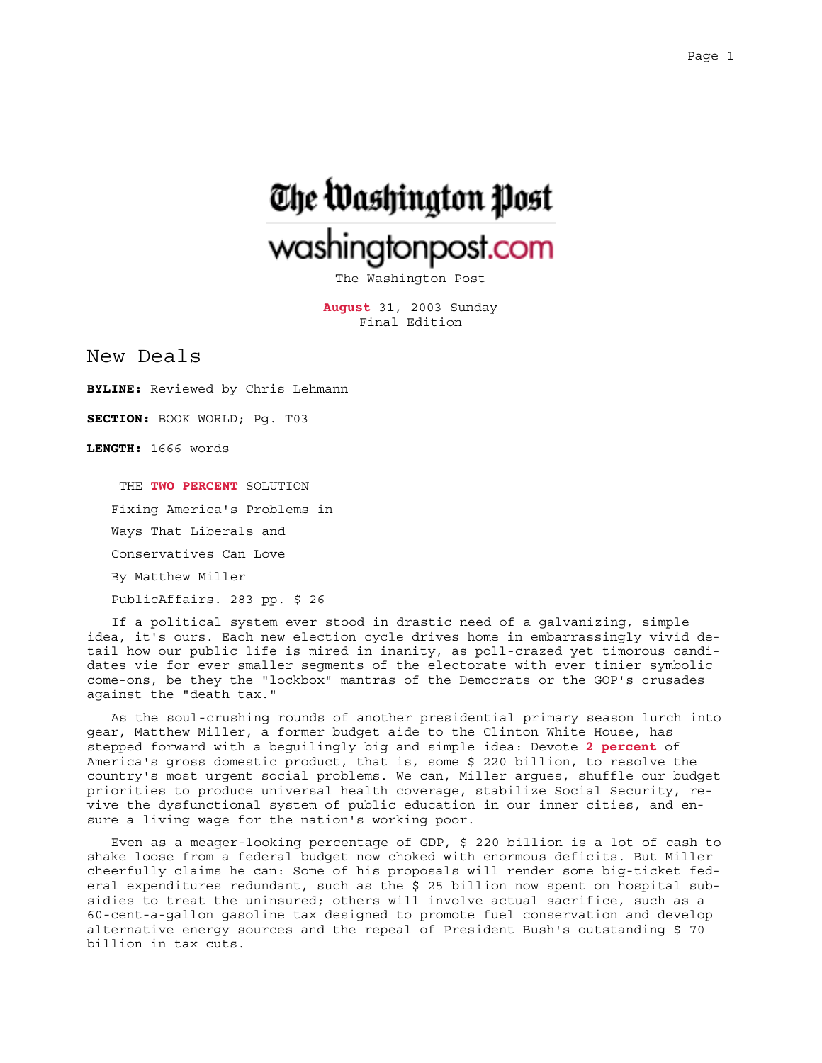The Washington Post

washingtonpost.com

The Washington Post

August 31, 2003 Sunday
Final Edition

# New Deals

**BYLINE:** Reviewed by Chris Lehmann

**SECTION:** BOOK WORLD; Pg. T03

**LENGTH:** 1666 words

THE TWO PERCENT SOLUTION

Fixing America's Problems in

Ways That Liberals and

Conservatives Can Love

By Matthew Miller

PublicAffairs. 283 pp. $ 26

If a political system ever stood in drastic need of a galvanizing, simple idea, it's ours. Each new election cycle drives home in embarrassingly vivid detail how our public life is mired in inanity, as poll-crazed yet timorous candidates vie for ever smaller segments of the electorate with ever tinier symbolic come-ons, be they the "lockbox" mantras of the Democrats or the GOP's crusades against the "death tax."

As the soul-crushing rounds of another presidential primary season lurch into gear, Matthew Miller, a former budget aide to the Clinton White House, has stepped forward with a beguilingly big and simple idea: Devote 2 percent of America's gross domestic product, that is, some $ 220 billion, to resolve the country's most urgent social problems. We can, Miller argues, shuffle our budget priorities to produce universal health coverage, stabilize Social Security, revive the dysfunctional system of public education in our inner cities, and ensure a living wage for the nation's working poor.

Even as a meager-looking percentage of GDP, $ 220 billion is a lot of cash to shake loose from a federal budget now choked with enormous deficits. But Miller cheerfully claims he can: Some of his proposals will render some big-ticket federal expenditures redundant, such as the $ 25 billion now spent on hospital subsidies to treat the uninsured; others will involve actual sacrifice, such as a 60-cent-a-gallon gasoline tax designed to promote fuel conservation and develop alternative energy sources and the repeal of President Bush's outstanding $ 70 billion in tax cuts.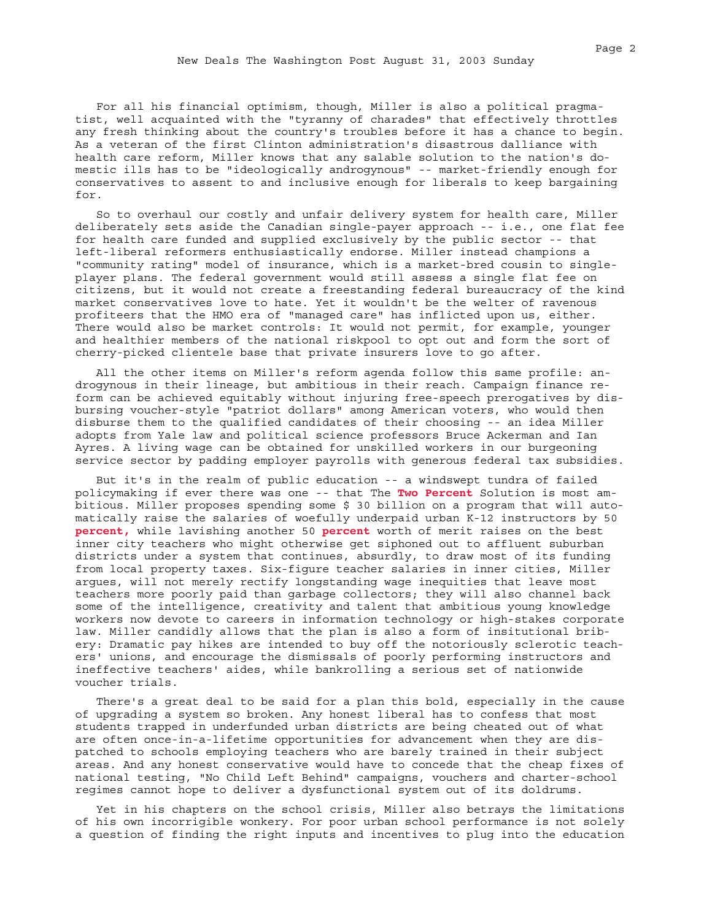For all his financial optimism, though, Miller is also a political pragmatist, well acquainted with the "tyranny of charades" that effectively throttles any fresh thinking about the country's troubles before it has a chance to begin. As a veteran of the first Clinton administration's disastrous dalliance with health care reform, Miller knows that any salable solution to the nation's domestic ills has to be "ideologically androgynous" -- market-friendly enough for conservatives to assent to and inclusive enough for liberals to keep bargaining for.

So to overhaul our costly and unfair delivery system for health care, Miller deliberately sets aside the Canadian single-payer approach -- i.e., one flat fee for health care funded and supplied exclusively by the public sector -- that left-liberal reformers enthusiastically endorse. Miller instead champions a "community rating" model of insurance, which is a market-bred cousin to single-player plans. The federal government would still assess a single flat fee on citizens, but it would not create a freestanding federal bureaucracy of the kind market conservatives love to hate. Yet it wouldn't be the welter of ravenous profiteers that the HMO era of "managed care" has inflicted upon us, either. There would also be market controls: It would not permit, for example, younger and healthier members of the national riskpool to opt out and form the sort of cherry-picked clientele base that private insurers love to go after.

All the other items on Miller's reform agenda follow this same profile: androgynous in their lineage, but ambitious in their reach. Campaign finance reform can be achieved equitably without injuring free-speech prerogatives by disbursing voucher-style "patriot dollars" among American voters, who would then disburse them to the qualified candidates of their choosing -- an idea Miller adopts from Yale law and political science professors Bruce Ackerman and Ian Ayres. A living wage can be obtained for unskilled workers in our burgeoning service sector by padding employer payrolls with generous federal tax subsidies.

But it's in the realm of public education -- a windswept tundra of failed policymaking if ever there was one -- that The **Two Percent** Solution is most ambitious. Miller proposes spending some $ 30 billion on a program that will automatically raise the salaries of woefully underpaid urban K-12 instructors by 50 **percent,** while lavishing another 50 **percent** worth of merit raises on the best inner city teachers who might otherwise get siphoned out to affluent suburban districts under a system that continues, absurdly, to draw most of its funding from local property taxes. Six-figure teacher salaries in inner cities, Miller argues, will not merely rectify longstanding wage inequities that leave most teachers more poorly paid than garbage collectors; they will also channel back some of the intelligence, creativity and talent that ambitious young knowledge workers now devote to careers in information technology or high-stakes corporate law. Miller candidly allows that the plan is also a form of insitutional bribery: Dramatic pay hikes are intended to buy off the notoriously sclerotic teachers' unions, and encourage the dismissals of poorly performing instructors and ineffective teachers' aides, while bankrolling a serious set of nationwide voucher trials.

There's a great deal to be said for a plan this bold, especially in the cause of upgrading a system so broken. Any honest liberal has to confess that most students trapped in underfunded urban districts are being cheated out of what are often once-in-a-lifetime opportunities for advancement when they are dispatched to schools employing teachers who are barely trained in their subject areas. And any honest conservative would have to concede that the cheap fixes of national testing, "No Child Left Behind" campaigns, vouchers and charter-school regimes cannot hope to deliver a dysfunctional system out of its doldrums.

Yet in his chapters on the school crisis, Miller also betrays the limitations of his own incorrigible wonkery. For poor urban school performance is not solely a question of finding the right inputs and incentives to plug into the education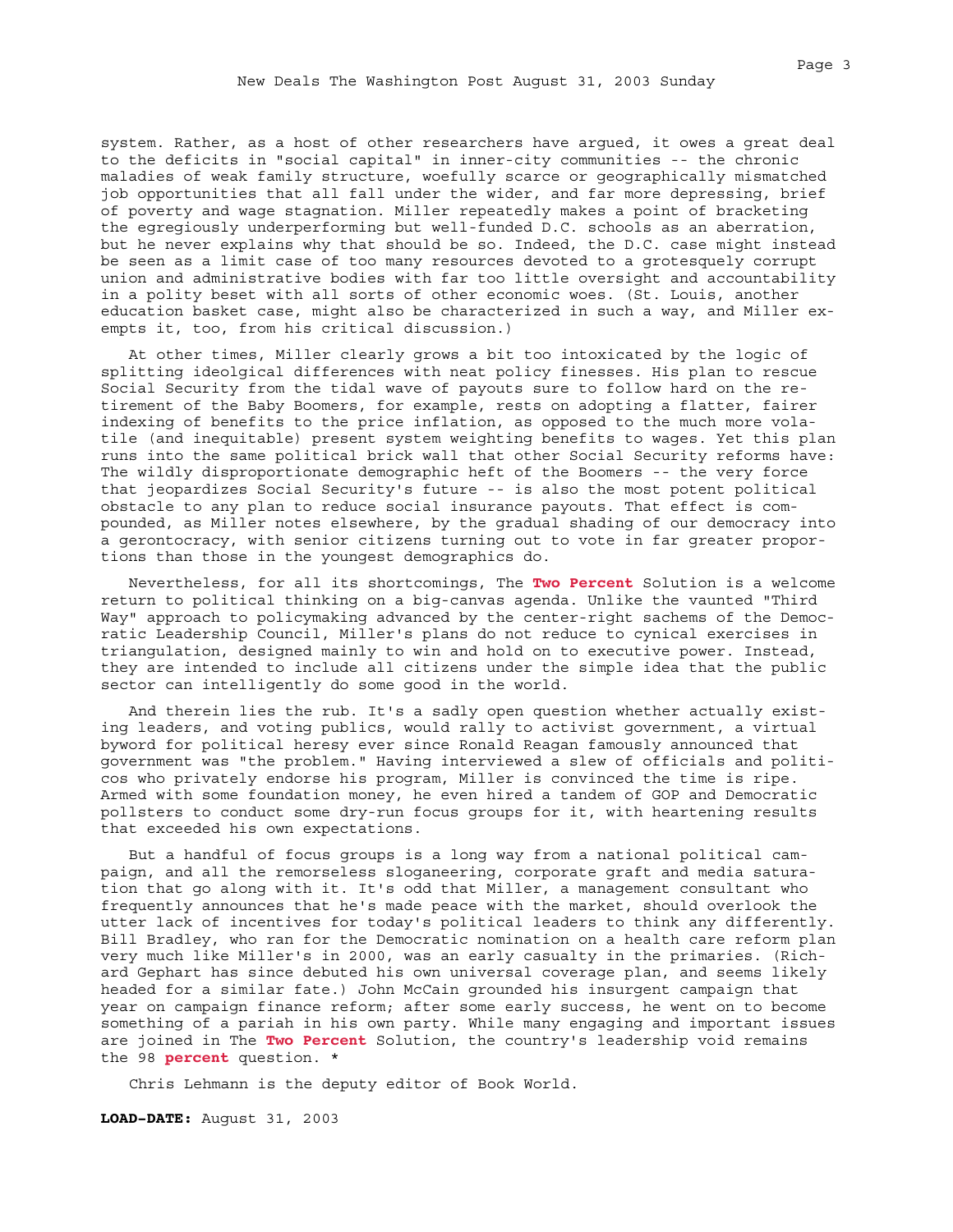system. Rather, as a host of other researchers have argued, it owes a great deal to the deficits in "social capital" in inner-city communities -- the chronic maladies of weak family structure, woefully scarce or geographically mismatched job opportunities that all fall under the wider, and far more depressing, brief of poverty and wage stagnation. Miller repeatedly makes a point of bracketing the egregiously underperforming but well-funded D.C. schools as an aberration, but he never explains why that should be so. Indeed, the D.C. case might instead be seen as a limit case of too many resources devoted to a grotesquely corrupt union and administrative bodies with far too little oversight and accountability in a polity beset with all sorts of other economic woes. (St. Louis, another education basket case, might also be characterized in such a way, and Miller exempts it, too, from his critical discussion.)

At other times, Miller clearly grows a bit too intoxicated by the logic of splitting ideolgical differences with neat policy finesses. His plan to rescue Social Security from the tidal wave of payouts sure to follow hard on the retirement of the Baby Boomers, for example, rests on adopting a flatter, fairer indexing of benefits to the price inflation, as opposed to the much more volatile (and inequitable) present system weighting benefits to wages. Yet this plan runs into the same political brick wall that other Social Security reforms have: The wildly disproportionate demographic heft of the Boomers -- the very force that jeopardizes Social Security's future -- is also the most potent political obstacle to any plan to reduce social insurance payouts. That effect is compounded, as Miller notes elsewhere, by the gradual shading of our democracy into a gerontocracy, with senior citizens turning out to vote in far greater proportions than those in the youngest demographics do.

Nevertheless, for all its shortcomings, The **Two Percent** Solution is a welcome return to political thinking on a big-canvas agenda. Unlike the vaunted "Third Way" approach to policymaking advanced by the center-right sachems of the Democratic Leadership Council, Miller's plans do not reduce to cynical exercises in triangulation, designed mainly to win and hold on to executive power. Instead, they are intended to include all citizens under the simple idea that the public sector can intelligently do some good in the world.

And therein lies the rub. It's a sadly open question whether actually existing leaders, and voting publics, would rally to activist government, a virtual byword for political heresy ever since Ronald Reagan famously announced that government was "the problem." Having interviewed a slew of officials and politicos who privately endorse his program, Miller is convinced the time is ripe. Armed with some foundation money, he even hired a tandem of GOP and Democratic pollsters to conduct some dry-run focus groups for it, with heartening results that exceeded his own expectations.

But a handful of focus groups is a long way from a national political campaign, and all the remorseless sloganeering, corporate graft and media saturation that go along with it. It's odd that Miller, a management consultant who frequently announces that he's made peace with the market, should overlook the utter lack of incentives for today's political leaders to think any differently. Bill Bradley, who ran for the Democratic nomination on a health care reform plan very much like Miller's in 2000, was an early casualty in the primaries. (Richard Gephart has since debuted his own universal coverage plan, and seems likely headed for a similar fate.) John McCain grounded his insurgent campaign that year on campaign finance reform; after some early success, he went on to become something of a pariah in his own party. While many engaging and important issues are joined in The **Two Percent** Solution, the country's leadership void remains the 98 **percent** question. *

Chris Lehmann is the deputy editor of Book World.

**LOAD-DATE:** August 31, 2003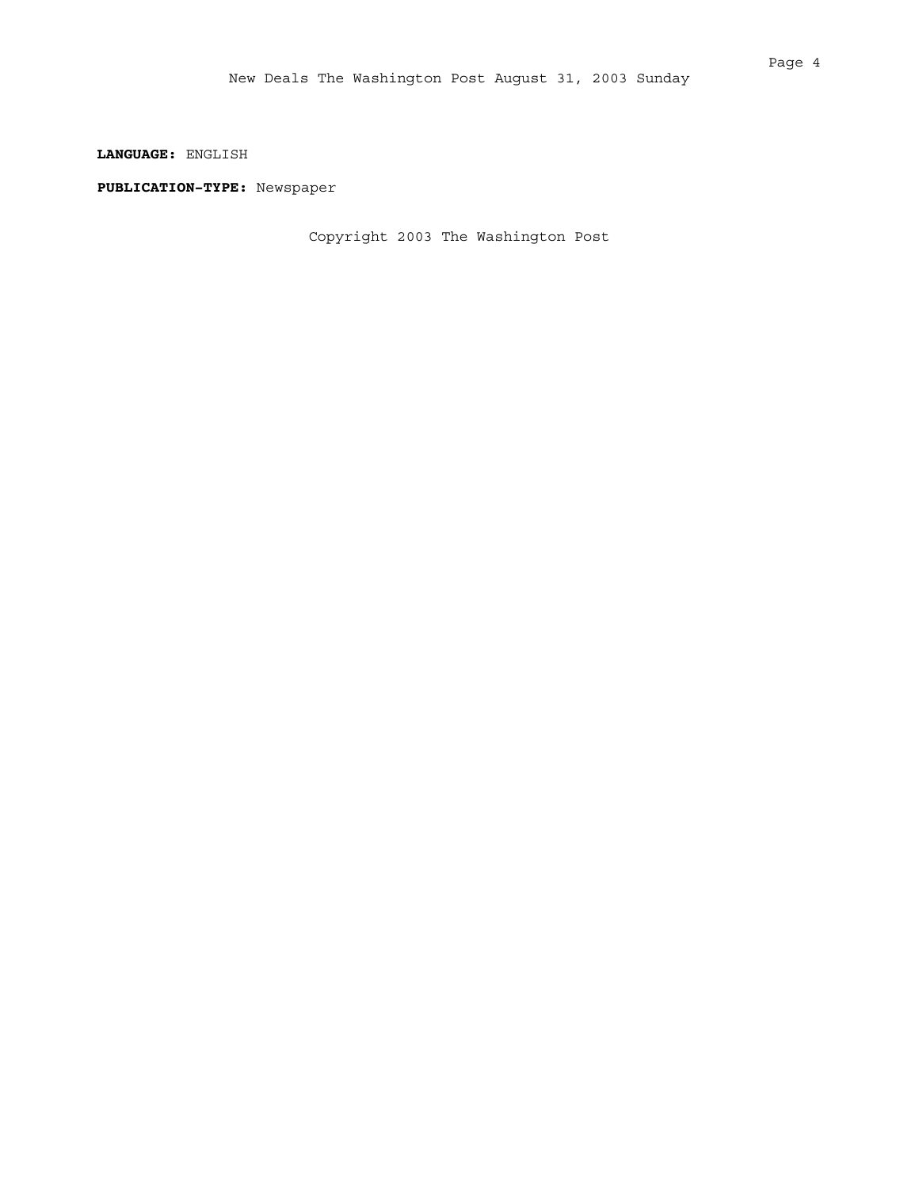**LANGUAGE:** ENGLISH

**PUBLICATION-TYPE:** Newspaper

Copyright 2003 The Washington Post